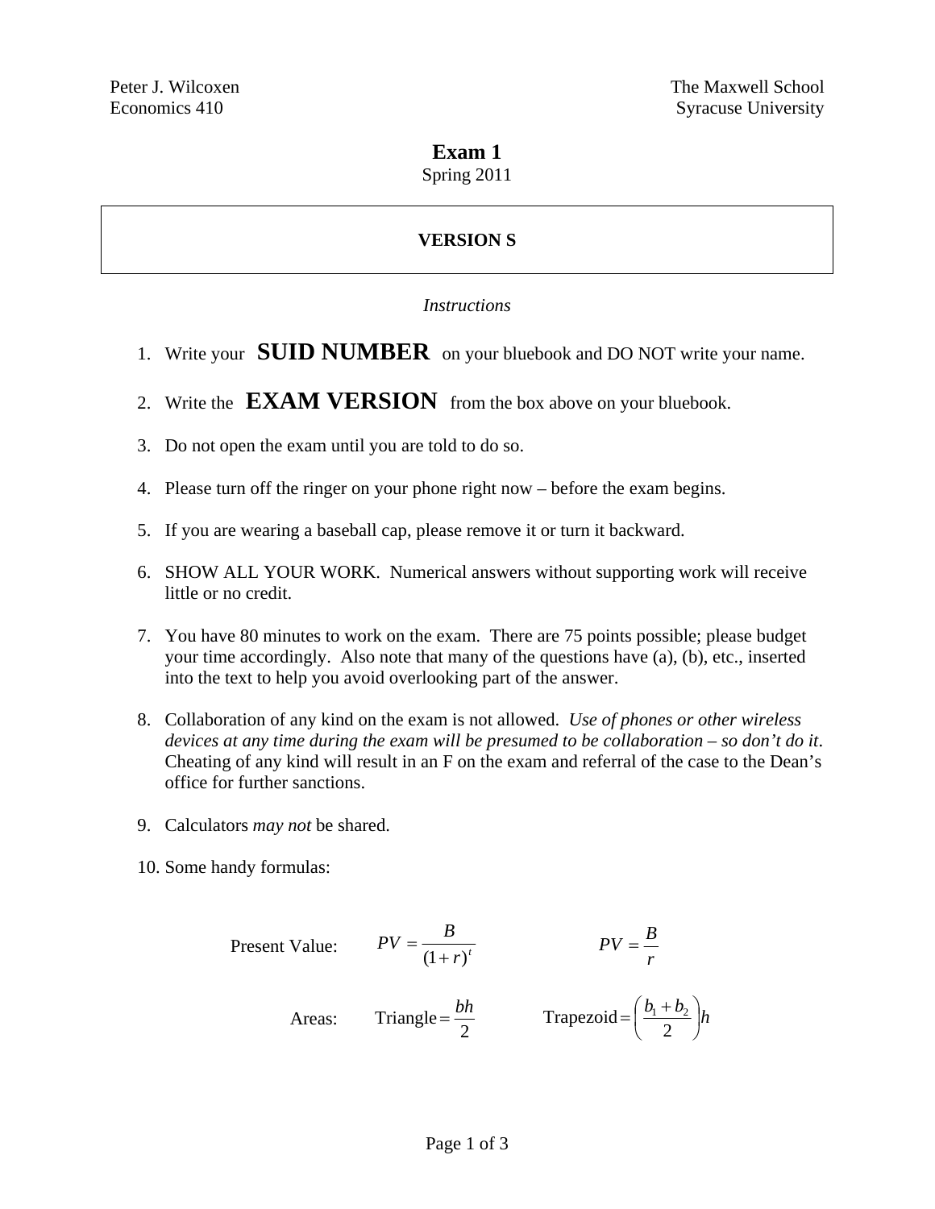Peter J. Wilcoxen
Economics 410

The Maxwell School
Syracuse University

# Exam 1

Spring 2011

**VERSION S**

*Instructions*

1. Write your **SUID NUMBER** on your bluebook and DO NOT write your name.

2. Write the **EXAM VERSION** from the box above on your bluebook.

3. Do not open the exam until you are told to do so.

4. Please turn off the ringer on your phone right now – before the exam begins.

5. If you are wearing a baseball cap, please remove it or turn it backward.

6. SHOW ALL YOUR WORK. Numerical answers without supporting work will receive little or no credit.

7. You have 80 minutes to work on the exam. There are 75 points possible; please budget your time accordingly. Also note that many of the questions have (a), (b), etc., inserted into the text to help you avoid overlooking part of the answer.

8. Collaboration of any kind on the exam is not allowed. *Use of phones or other wireless devices at any time during the exam will be presumed to be collaboration – so don't do it*. Cheating of any kind will result in an F on the exam and referral of the case to the Dean's office for further sanctions.

9. Calculators *may not* be shared.

10. Some handy formulas:

Present Value: $$PV = \frac{B}{(1+r)^t} \qquad\qquad PV = \frac{B}{r}$$

Areas: $$\text{Triangle} = \frac{bh}{2} \qquad\qquad \text{Trapezoid} = \left(\frac{b_1 + b_2}{2}\right)h$$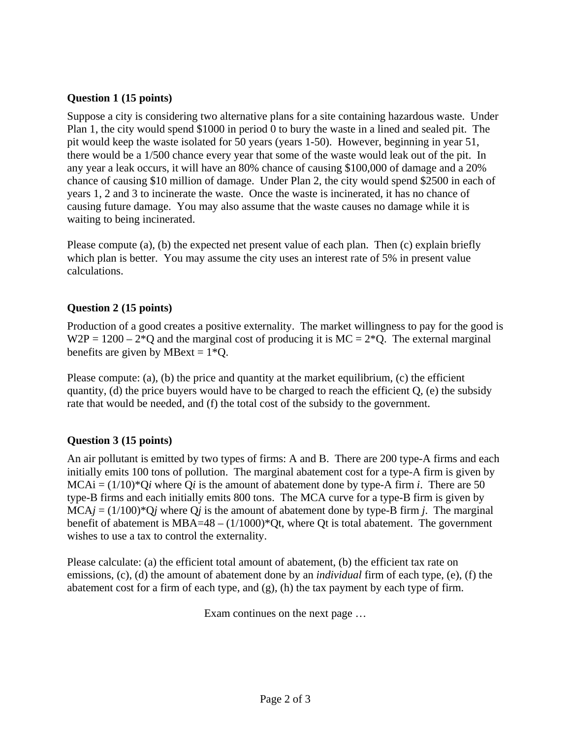**Question 1 (15 points)**

Suppose a city is considering two alternative plans for a site containing hazardous waste. Under Plan 1, the city would spend \$1000 in period 0 to bury the waste in a lined and sealed pit. The pit would keep the waste isolated for 50 years (years 1-50). However, beginning in year 51, there would be a 1/500 chance every year that some of the waste would leak out of the pit. In any year a leak occurs, it will have an 80% chance of causing \$100,000 of damage and a 20% chance of causing \$10 million of damage. Under Plan 2, the city would spend \$2500 in each of years 1, 2 and 3 to incinerate the waste. Once the waste is incinerated, it has no chance of causing future damage. You may also assume that the waste causes no damage while it is waiting to being incinerated.

Please compute (a), (b) the expected net present value of each plan. Then (c) explain briefly which plan is better. You may assume the city uses an interest rate of 5% in present value calculations.

**Question 2 (15 points)**

Production of a good creates a positive externality. The market willingness to pay for the good is $W2P = 1200 - 2*Q$ and the marginal cost of producing it is $MC = 2*Q$. The external marginal benefits are given by $MBext = 1*Q$.

Please compute: (a), (b) the price and quantity at the market equilibrium, (c) the efficient quantity, (d) the price buyers would have to be charged to reach the efficient Q, (e) the subsidy rate that would be needed, and (f) the total cost of the subsidy to the government.

**Question 3 (15 points)**

An air pollutant is emitted by two types of firms: A and B. There are 200 type-A firms and each initially emits 100 tons of pollution. The marginal abatement cost for a type-A firm is given by $MCAi = (1/10)*Qi$ where $Qi$ is the amount of abatement done by type-A firm *i*. There are 50 type-B firms and each initially emits 800 tons. The MCA curve for a type-B firm is given by $MCAj = (1/100)*Qj$ where $Qj$ is the amount of abatement done by type-B firm *j*. The marginal benefit of abatement is $MBA=48 - (1/1000)*Qt$, where $Qt$ is total abatement. The government wishes to use a tax to control the externality.

Please calculate: (a) the efficient total amount of abatement, (b) the efficient tax rate on emissions, (c), (d) the amount of abatement done by an *individual* firm of each type, (e), (f) the abatement cost for a firm of each type, and (g), (h) the tax payment by each type of firm.

Exam continues on the next page …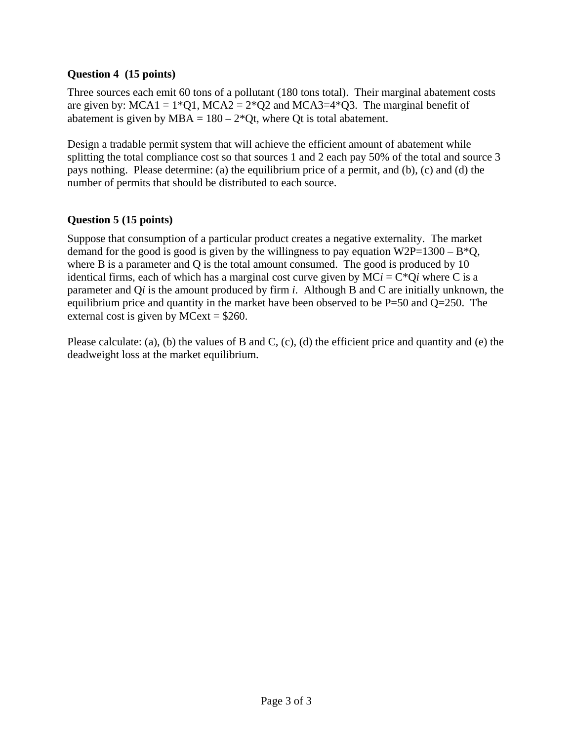**Question 4 (15 points)**

Three sources each emit 60 tons of a pollutant (180 tons total). Their marginal abatement costs are given by: $MCA1 = 1*Q1$, $MCA2 = 2*Q2$ and $MCA3=4*Q3$. The marginal benefit of abatement is given by $MBA = 180 – 2*Qt$, where Qt is total abatement.

Design a tradable permit system that will achieve the efficient amount of abatement while splitting the total compliance cost so that sources 1 and 2 each pay 50% of the total and source 3 pays nothing. Please determine: (a) the equilibrium price of a permit, and (b), (c) and (d) the number of permits that should be distributed to each source.

**Question 5 (15 points)**

Suppose that consumption of a particular product creates a negative externality. The market demand for the good is good is given by the willingness to pay equation $W2P=1300 – B*Q$, where B is a parameter and Q is the total amount consumed. The good is produced by 10 identical firms, each of which has a marginal cost curve given by $MC_i = C*Q_i$ where C is a parameter and $Q_i$ is the amount produced by firm *i*. Although B and C are initially unknown, the equilibrium price and quantity in the market have been observed to be P=50 and Q=250. The external cost is given by MCext = $260.

Please calculate: (a), (b) the values of B and C, (c), (d) the efficient price and quantity and (e) the deadweight loss at the market equilibrium.